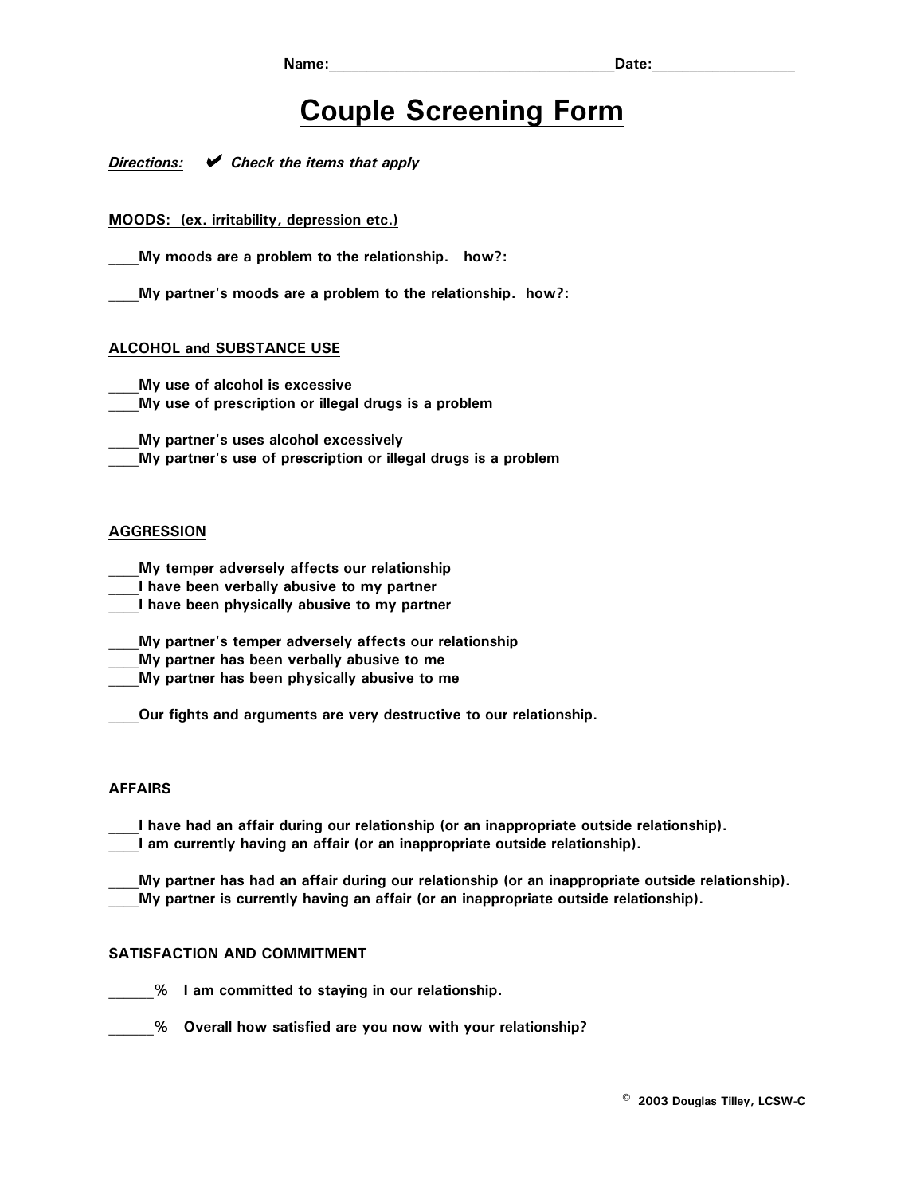**Name:**___________________________________**Date:**_________________

# Couple Screening Form

***Directions:*** ✔ ***Check the items that apply***

**MOODS: (ex. irritability, depression etc.)**

____**My moods are a problem to the relationship. how?:**

____**My partner's moods are a problem to the relationship. how?:**

**ALCOHOL and SUBSTANCE USE**

____**My use of alcohol is excessive**
____**My use of prescription or illegal drugs is a problem**

____**My partner's uses alcohol excessively**
____**My partner's use of prescription or illegal drugs is a problem**

**AGGRESSION**

____**My temper adversely affects our relationship**
____**I have been verbally abusive to my partner**
____**I have been physically abusive to my partner**

____**My partner's temper adversely affects our relationship**
____**My partner has been verbally abusive to me**
____**My partner has been physically abusive to me**

____**Our fights and arguments are very destructive to our relationship.**

**AFFAIRS**

____**I have had an affair during our relationship (or an inappropriate outside relationship).**
____**I am currently having an affair (or an inappropriate outside relationship).**

____**My partner has had an affair during our relationship (or an inappropriate outside relationship).**
____**My partner is currently having an affair (or an inappropriate outside relationship).**

**SATISFACTION AND COMMITMENT**

______% **I am committed to staying in our relationship.**

______% **Overall how satisfied are you now with your relationship?**

© **2003 Douglas Tilley, LCSW-C**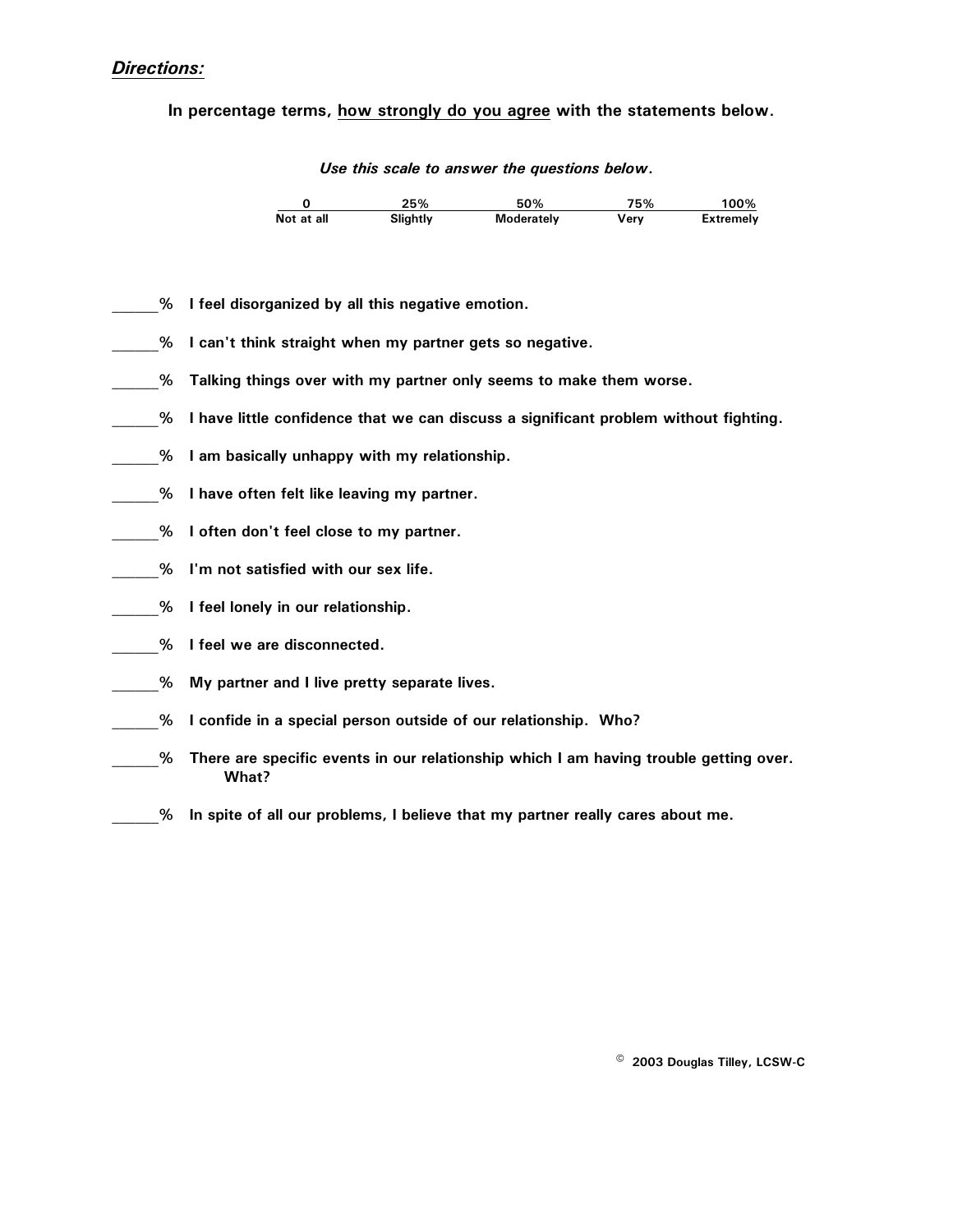***Directions:***

**In percentage terms, <u>how strongly do you agree</u> with the statements below.**

***Use this scale to answer the questions below.***

| 0 | 25% | 50% | 75% | 100% |
|---|---|---|---|---|
| Not at all | Slightly | Moderately | Very | Extremely |

______% **I feel disorganized by all this negative emotion.**

______% **I can't think straight when my partner gets so negative.**

______% **Talking things over with my partner only seems to make them worse.**

______% **I have little confidence that we can discuss a significant problem without fighting.**

______% **I am basically unhappy with my relationship.**

______% **I have often felt like leaving my partner.**

______% **I often don't feel close to my partner.**

______% **I'm not satisfied with our sex life.**

______% **I feel lonely in our relationship.**

______% **I feel we are disconnected.**

______% **My partner and I live pretty separate lives.**

______% **I confide in a special person outside of our relationship. Who?**

______% **There are specific events in our relationship which I am having trouble getting over. What?**

______% **In spite of all our problems, I believe that my partner really cares about me.**

© **2003 Douglas Tilley, LCSW-C**